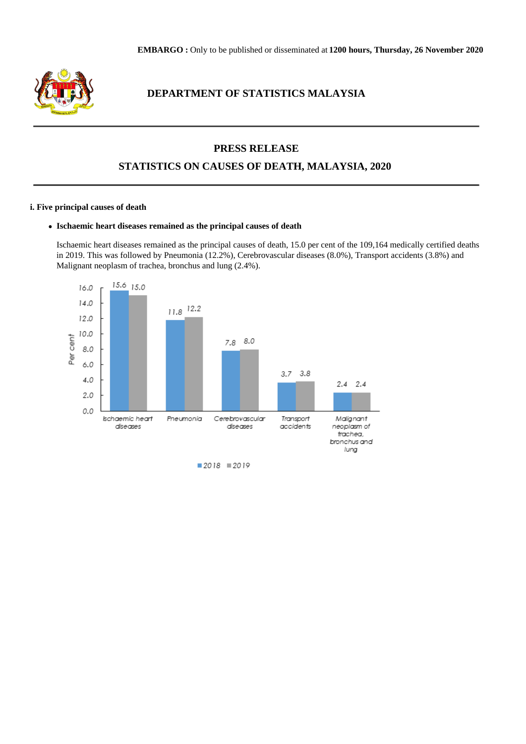**EMBARGO :** Only to be published or disseminated at **1200 hours, Thursday, 26 November 2020**

## DEPARTMENT OF STATISTICS MALAYSIA

# PRESS RELEASE

# STATISTICS ON CAUSES OF DEATH, MALAYSIA, 2020

### i. Five principal causes of death

- **Ischaemic heart diseases remained as the principal causes of death**

Ischaemic heart diseases remained as the principal causes of death, 15.0 per cent of the 109,164 medically certified deaths in 2019. This was followed by Pneumonia (12.2%), Cerebrovascular diseases (8.0%), Transport accidents (3.8%) and Malignant neoplasm of trachea, bronchus and lung (2.4%).

| Cause | 2018 (Per cent) | 2019 (Per cent) |
|---|---|---|
| Ischaemic heart diseases | 15.6 | 15.0 |
| Pneumonia | 11.8 | 12.2 |
| Cerebrovascular diseases | 7.8 | 8.0 |
| Transport accidents | 3.7 | 3.8 |
| Malignant neoplasm of trachea, bronchus and lung | 2.4 | 2.4 |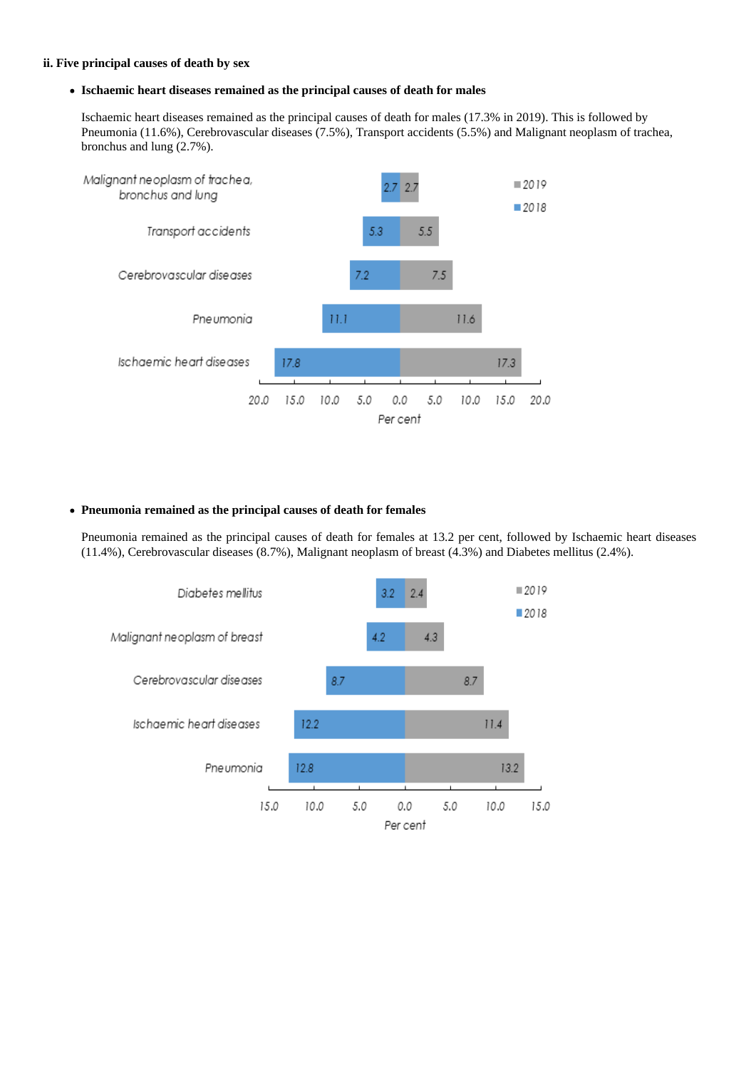**ii. Five principal causes of death by sex**

- **Ischaemic heart diseases remained as the principal causes of death for males**

Ischaemic heart diseases remained as the principal causes of death for males (17.3% in 2019). This is followed by Pneumonia (11.6%), Cerebrovascular diseases (7.5%), Transport accidents (5.5%) and Malignant neoplasm of trachea, bronchus and lung (2.7%).

| Cause | 2018 (Per cent) | 2019 (Per cent) |
|---|---|---|
| Malignant neoplasm of trachea, bronchus and lung | 2.7 | 2.7 |
| Transport accidents | 5.3 | 5.5 |
| Cerebrovascular diseases | 7.2 | 7.5 |
| Pneumonia | 11.1 | 11.6 |
| Ischaemic heart diseases | 17.8 | 17.3 |

- **Pneumonia remained as the principal causes of death for females**

Pneumonia remained as the principal causes of death for females at 13.2 per cent, followed by Ischaemic heart diseases (11.4%), Cerebrovascular diseases (8.7%), Malignant neoplasm of breast (4.3%) and Diabetes mellitus (2.4%).

| Cause | 2018 (Per cent) | 2019 (Per cent) |
|---|---|---|
| Diabetes mellitus | 3.2 | 2.4 |
| Malignant neoplasm of breast | 4.2 | 4.3 |
| Cerebrovascular diseases | 8.7 | 8.7 |
| Ischaemic heart diseases | 12.2 | 11.4 |
| Pneumonia | 12.8 | 13.2 |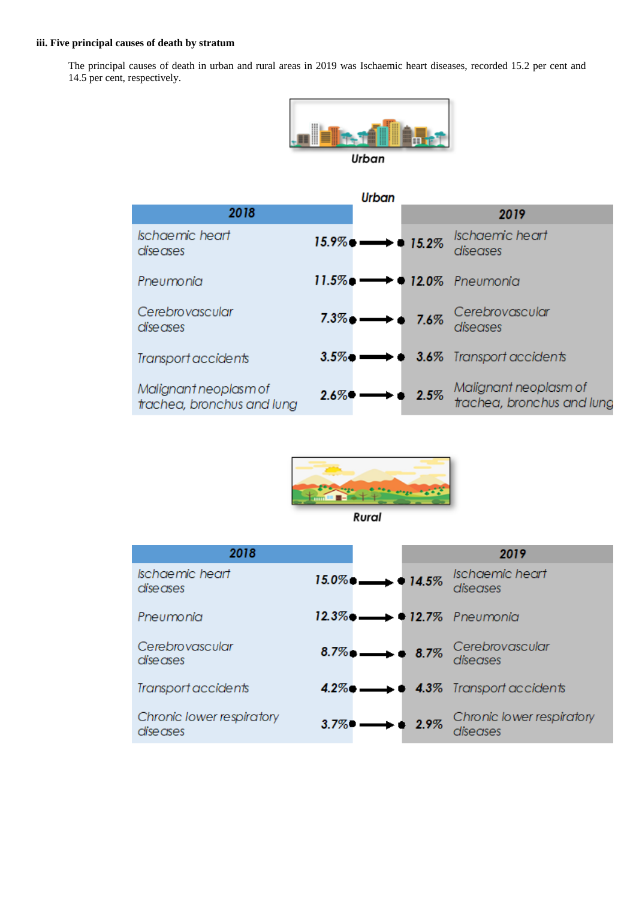**iii. Five principal causes of death by stratum**

The principal causes of death in urban and rural areas in 2019 was Ischaemic heart diseases, recorded 15.2 per cent and 14.5 per cent, respectively.

**Urban**

| 2018 | | | 2019 | |
|---|---|---|---|---|
| Ischaemic heart diseases | 15.9% | → | 15.2% | Ischaemic heart diseases |
| Pneumonia | 11.5% | → | 12.0% | Pneumonia |
| Cerebrovascular diseases | 7.3% | → | 7.6% | Cerebrovascular diseases |
| Transport accidents | 3.5% | → | 3.6% | Transport accidents |
| Malignant neoplasm of trachea, bronchus and lung | 2.6% | → | 2.5% | Malignant neoplasm of trachea, bronchus and lung |

**Rural**

| 2018 | | | 2019 | |
|---|---|---|---|---|
| Ischaemic heart diseases | 15.0% | → | 14.5% | Ischaemic heart diseases |
| Pneumonia | 12.3% | → | 12.7% | Pneumonia |
| Cerebrovascular diseases | 8.7% | → | 8.7% | Cerebrovascular diseases |
| Transport accidents | 4.2% | → | 4.3% | Transport accidents |
| Chronic lower respiratory diseases | 3.7% | → | 2.9% | Chronic lower respiratory diseases |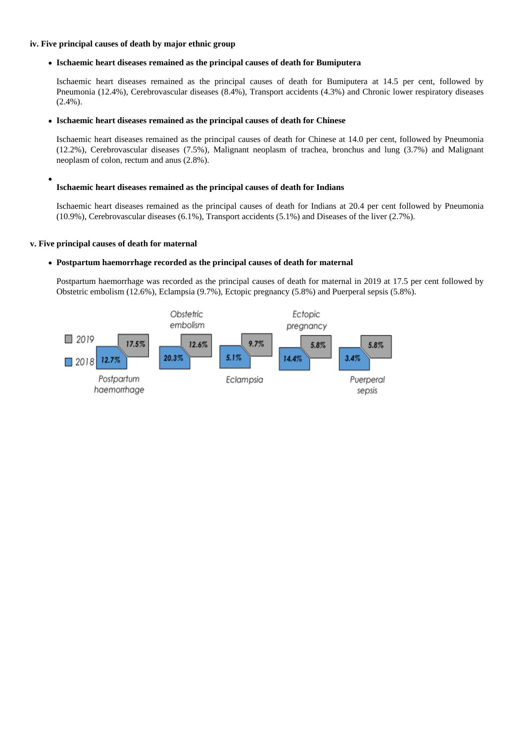**iv. Five principal causes of death by major ethnic group**

- **Ischaemic heart diseases remained as the principal causes of death for Bumiputera**

  Ischaemic heart diseases remained as the principal causes of death for Bumiputera at 14.5 per cent, followed by Pneumonia (12.4%), Cerebrovascular diseases (8.4%), Transport accidents (4.3%) and Chronic lower respiratory diseases (2.4%).

- **Ischaemic heart diseases remained as the principal causes of death for Chinese**

  Ischaemic heart diseases remained as the principal causes of death for Chinese at 14.0 per cent, followed by Pneumonia (12.2%), Cerebrovascular diseases (7.5%), Malignant neoplasm of trachea, bronchus and lung (3.7%) and Malignant neoplasm of colon, rectum and anus (2.8%).

- **Ischaemic heart diseases remained as the principal causes of death for Indians**

  Ischaemic heart diseases remained as the principal causes of death for Indians at 20.4 per cent followed by Pneumonia (10.9%), Cerebrovascular diseases (6.1%), Transport accidents (5.1%) and Diseases of the liver (2.7%).

**v. Five principal causes of death for maternal**

- **Postpartum haemorrhage recorded as the principal causes of death for maternal**

  Postpartum haemorrhage was recorded as the principal causes of death for maternal in 2019 at 17.5 per cent followed by Obstetric embolism (12.6%), Eclampsia (9.7%), Ectopic pregnancy (5.8%) and Puerperal sepsis (5.8%).

| | 2019 | 2018 |
|---|---|---|
| Postpartum haemorrhage | 17.5% | 12.7% |
| Obstetric embolism | 12.6% | 20.3% |
| Eclampsia | 9.7% | 5.1% |
| Ectopic pregnancy | 5.8% | 14.4% |
| Puerperal sepsis | 5.8% | 3.4% |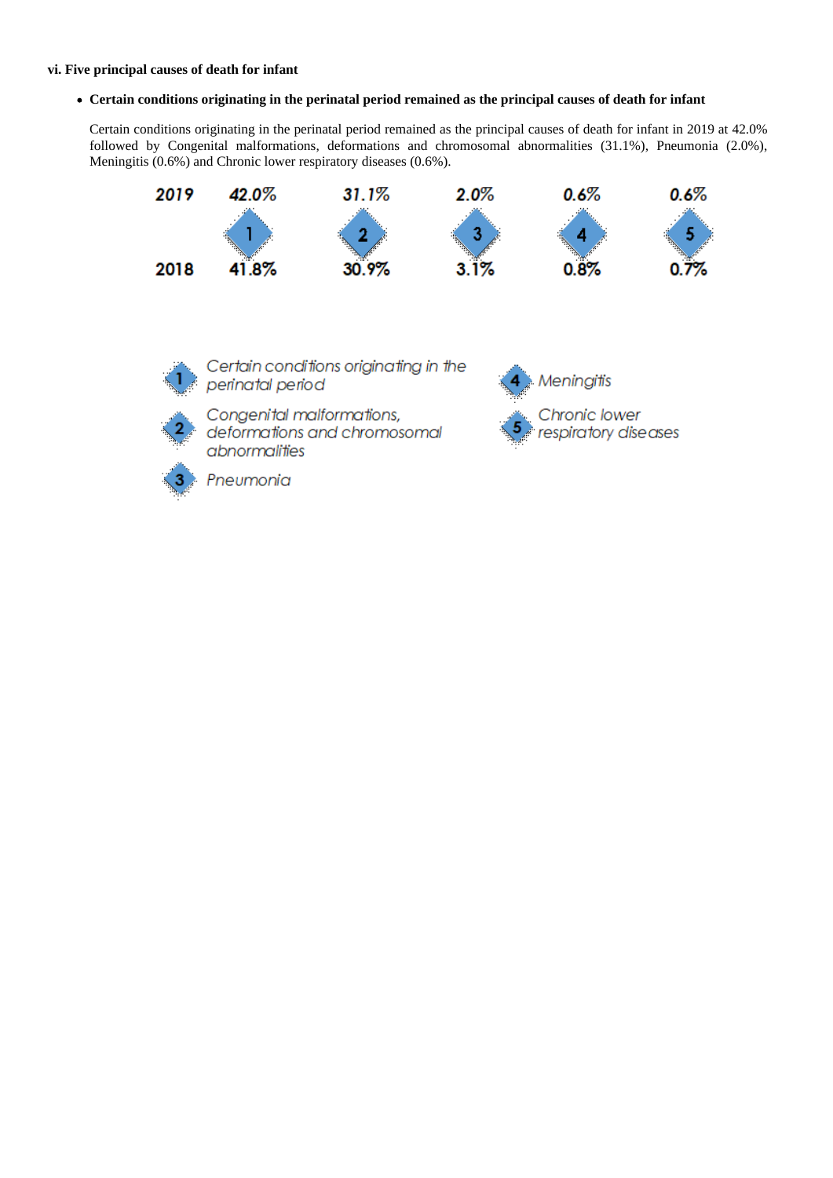**vi. Five principal causes of death for infant**

- **Certain conditions originating in the perinatal period remained as the principal causes of death for infant**

Certain conditions originating in the perinatal period remained as the principal causes of death for infant in 2019 at 42.0% followed by Congenital malformations, deformations and chromosomal abnormalities (31.1%), Pneumonia (2.0%), Meningitis (0.6%) and Chronic lower respiratory diseases (0.6%).

| | 1 | 2 | 3 | 4 | 5 |
|---|---|---|---|---|---|
| 2019 | 42.0% | 31.1% | 2.0% | 0.6% | 0.6% |
| 2018 | 41.8% | 30.9% | 3.1% | 0.8% | 0.7% |

1. Certain conditions originating in the perinatal period
2. Congenital malformations, deformations and chromosomal abnormalities
3. Pneumonia
4. Meningitis
5. Chronic lower respiratory diseases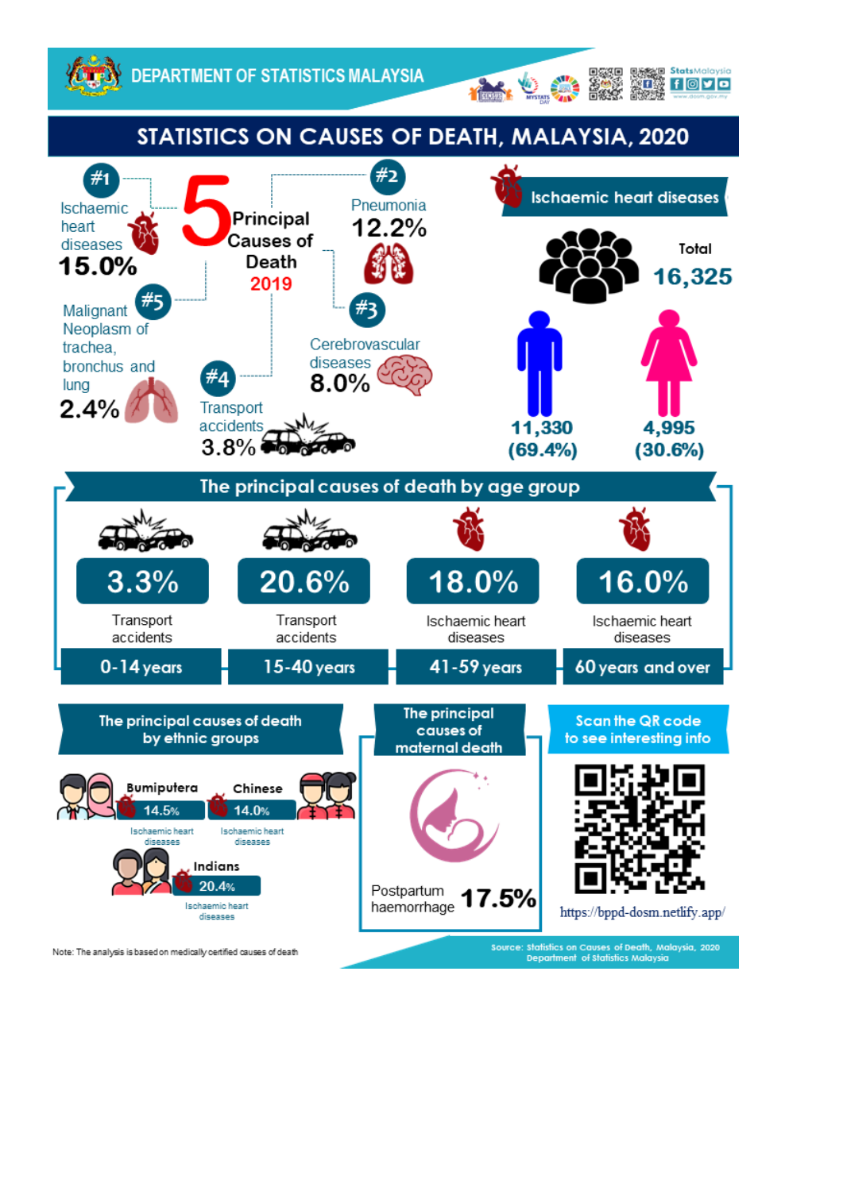DEPARTMENT OF STATISTICS MALAYSIA

# STATISTICS ON CAUSES OF DEATH, MALAYSIA, 2020

## 5 Principal Causes of Death 2019

- #1 Ischaemic heart diseases **15.0%**
- #2 Pneumonia **12.2%**
- #3 Cerebrovascular diseases **8.0%**
- #4 Transport accidents **3.8%**
- #5 Malignant Neoplasm of trachea, bronchus and lung **2.4%**

## Ischaemic heart diseases

Total **16,325**

| Male | Female |
|---|---|
| 11,330 (69.4%) | 4,995 (30.6%) |

## The principal causes of death by age group

| Age group | Cause | Percentage |
|---|---|---|
| 0-14 years | Transport accidents | 3.3% |
| 15-40 years | Transport accidents | 20.6% |
| 41-59 years | Ischaemic heart diseases | 18.0% |
| 60 years and over | Ischaemic heart diseases | 16.0% |

## The principal causes of death by ethnic groups

| Ethnic group | Cause | Percentage |
|---|---|---|
| Bumiputera | Ischaemic heart diseases | 14.5% |
| Chinese | Ischaemic heart diseases | 14.0% |
| Indians | Ischaemic heart diseases | 20.4% |

## The principal causes of maternal death

Postpartum haemorrhage **17.5%**

## Scan the QR code to see interesting info

https://bppd-dosm.netlify.app/

Note: The analysis is based on medically certified causes of death

Source: Statistics on Causes of Death, Malaysia, 2020
Department of Statistics Malaysia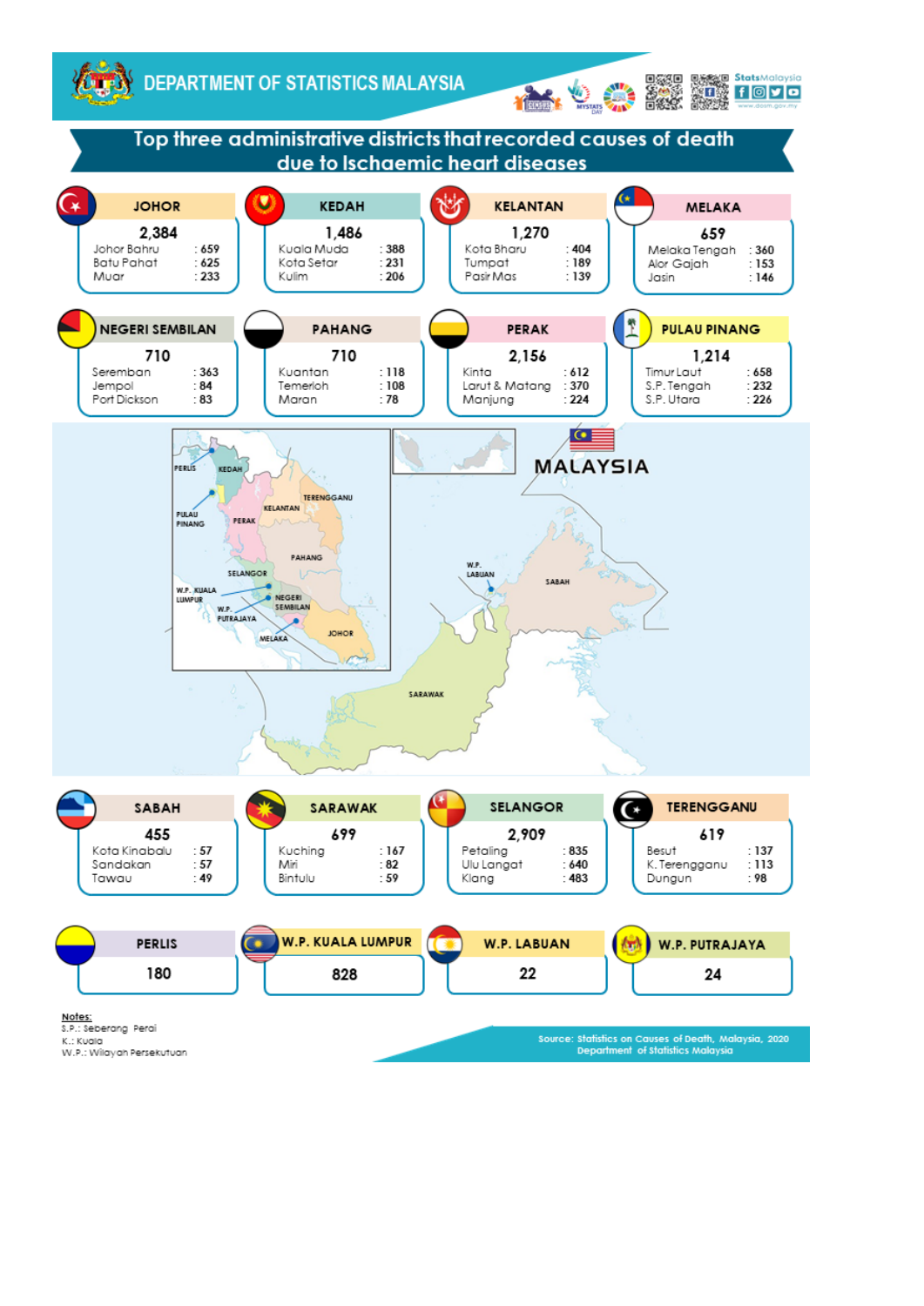DEPARTMENT OF STATISTICS MALAYSIA

# Top three administrative districts that recorded causes of death due to Ischaemic heart diseases

## JOHOR

**2,384**

| District | Deaths |
|---|---|
| Johor Bahru | 659 |
| Batu Pahat | 625 |
| Muar | 233 |

## KEDAH

**1,486**

| District | Deaths |
|---|---|
| Kuala Muda | 388 |
| Kota Setar | 231 |
| Kulim | 206 |

## KELANTAN

**1,270**

| District | Deaths |
|---|---|
| Kota Bharu | 404 |
| Tumpat | 189 |
| Pasir Mas | 139 |

## MELAKA

**659**

| District | Deaths |
|---|---|
| Melaka Tengah | 360 |
| Alor Gajah | 153 |
| Jasin | 146 |

## NEGERI SEMBILAN

**710**

| District | Deaths |
|---|---|
| Seremban | 363 |
| Jempol | 84 |
| Port Dickson | 83 |

## PAHANG

**710**

| District | Deaths |
|---|---|
| Kuantan | 118 |
| Temerloh | 108 |
| Maran | 78 |

## PERAK

**2,156**

| District | Deaths |
|---|---|
| Kinta | 612 |
| Larut & Matang | 370 |
| Manjung | 224 |

## PULAU PINANG

**1,214**

| District | Deaths |
|---|---|
| Timur Laut | 658 |
| S.P. Tengah | 232 |
| S.P. Utara | 226 |

MALAYSIA

## SABAH

**455**

| District | Deaths |
|---|---|
| Kota Kinabalu | 57 |
| Sandakan | 57 |
| Tawau | 49 |

## SARAWAK

**699**

| District | Deaths |
|---|---|
| Kuching | 167 |
| Miri | 82 |
| Bintulu | 59 |

## SELANGOR

**2,909**

| District | Deaths |
|---|---|
| Petaling | 835 |
| Ulu Langat | 640 |
| Klang | 483 |

## TERENGGANU

**619**

| District | Deaths |
|---|---|
| Besut | 137 |
| K. Terengganu | 113 |
| Dungun | 98 |

## PERLIS

**180**

## W.P. KUALA LUMPUR

**828**

## W.P. LABUAN

**22**

## W.P. PUTRAJAYA

**24**

**Notes:**
S.P.: Seberang Perai
K.: Kuala
W.P.: Wilayah Persekutuan

Source: Statistics on Causes of Death, Malaysia, 2020
Department of Statistics Malaysia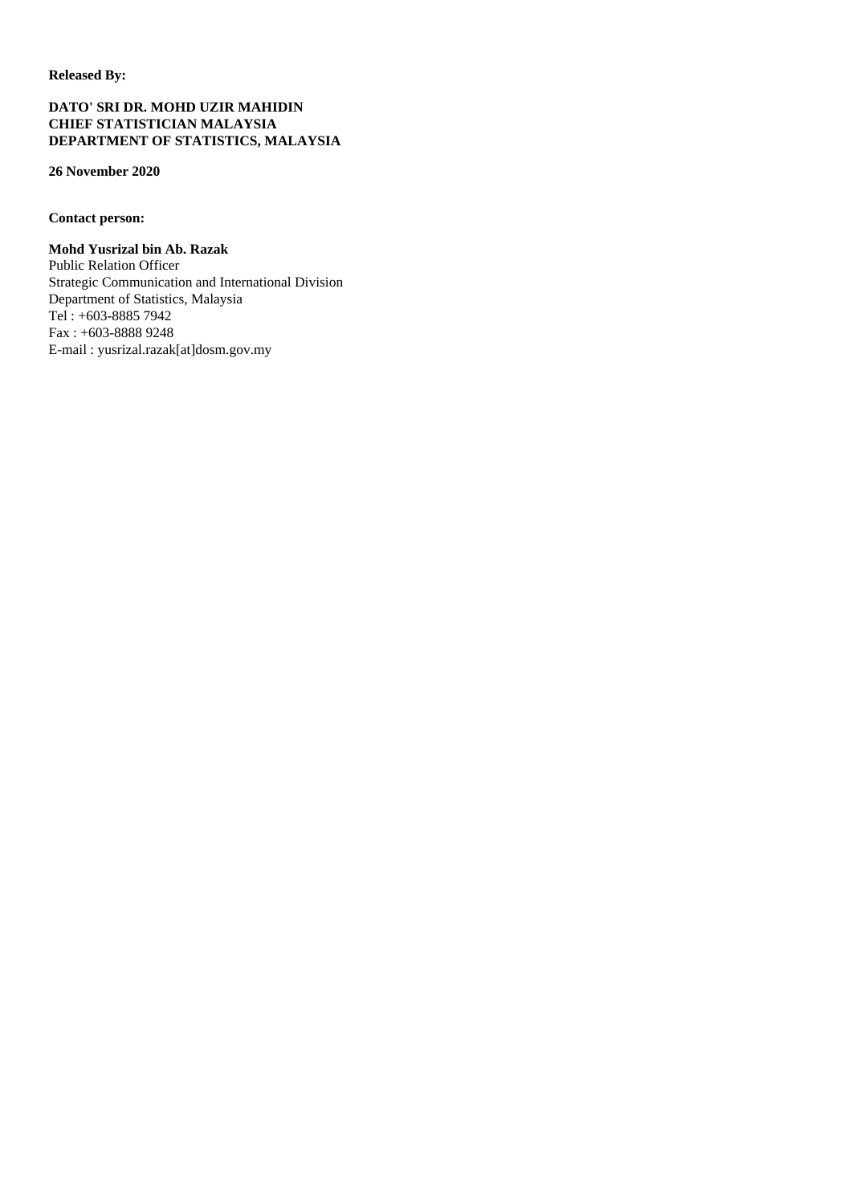**Released By:**

**DATO' SRI DR. MOHD UZIR MAHIDIN**
**CHIEF STATISTICIAN MALAYSIA**
**DEPARTMENT OF STATISTICS, MALAYSIA**

**26 November 2020**

**Contact person:**

**Mohd Yusrizal bin Ab. Razak**
Public Relation Officer
Strategic Communication and International Division
Department of Statistics, Malaysia
Tel : +603-8885 7942
Fax : +603-8888 9248
E-mail : yusrizal.razak[at]dosm.gov.my